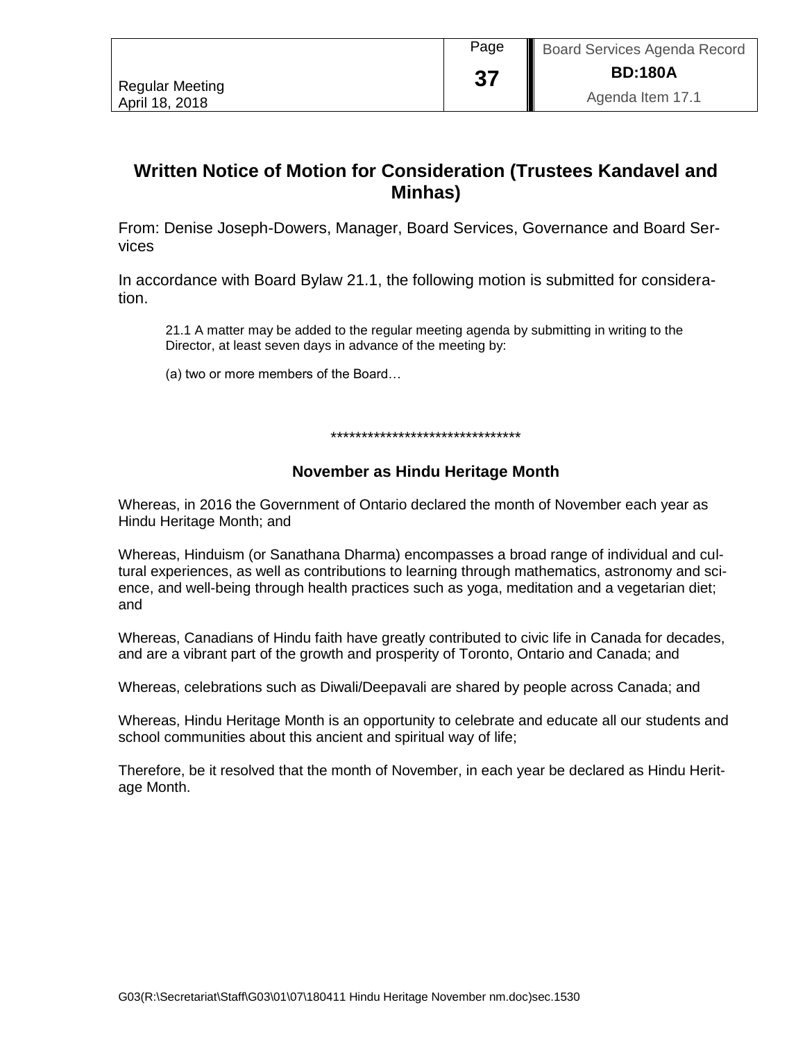# Written Notice of Motion for Consideration (Trustees Kandavel and Minhas)

From: Denise Joseph-Dowers, Manager, Board Services, Governance and Board Services

In accordance with Board Bylaw 21.1, the following motion is submitted for consideration.

> 21.1 A matter may be added to the regular meeting agenda by submitting in writing to the Director, at least seven days in advance of the meeting by:
>
> (a) two or more members of the Board…

*******************************

## November as Hindu Heritage Month

Whereas, in 2016 the Government of Ontario declared the month of November each year as Hindu Heritage Month; and

Whereas, Hinduism (or Sanathana Dharma) encompasses a broad range of individual and cultural experiences, as well as contributions to learning through mathematics, astronomy and science, and well-being through health practices such as yoga, meditation and a vegetarian diet; and

Whereas, Canadians of Hindu faith have greatly contributed to civic life in Canada for decades, and are a vibrant part of the growth and prosperity of Toronto, Ontario and Canada; and

Whereas, celebrations such as Diwali/Deepavali are shared by people across Canada; and

Whereas, Hindu Heritage Month is an opportunity to celebrate and educate all our students and school communities about this ancient and spiritual way of life;

Therefore, be it resolved that the month of November, in each year be declared as Hindu Heritage Month.